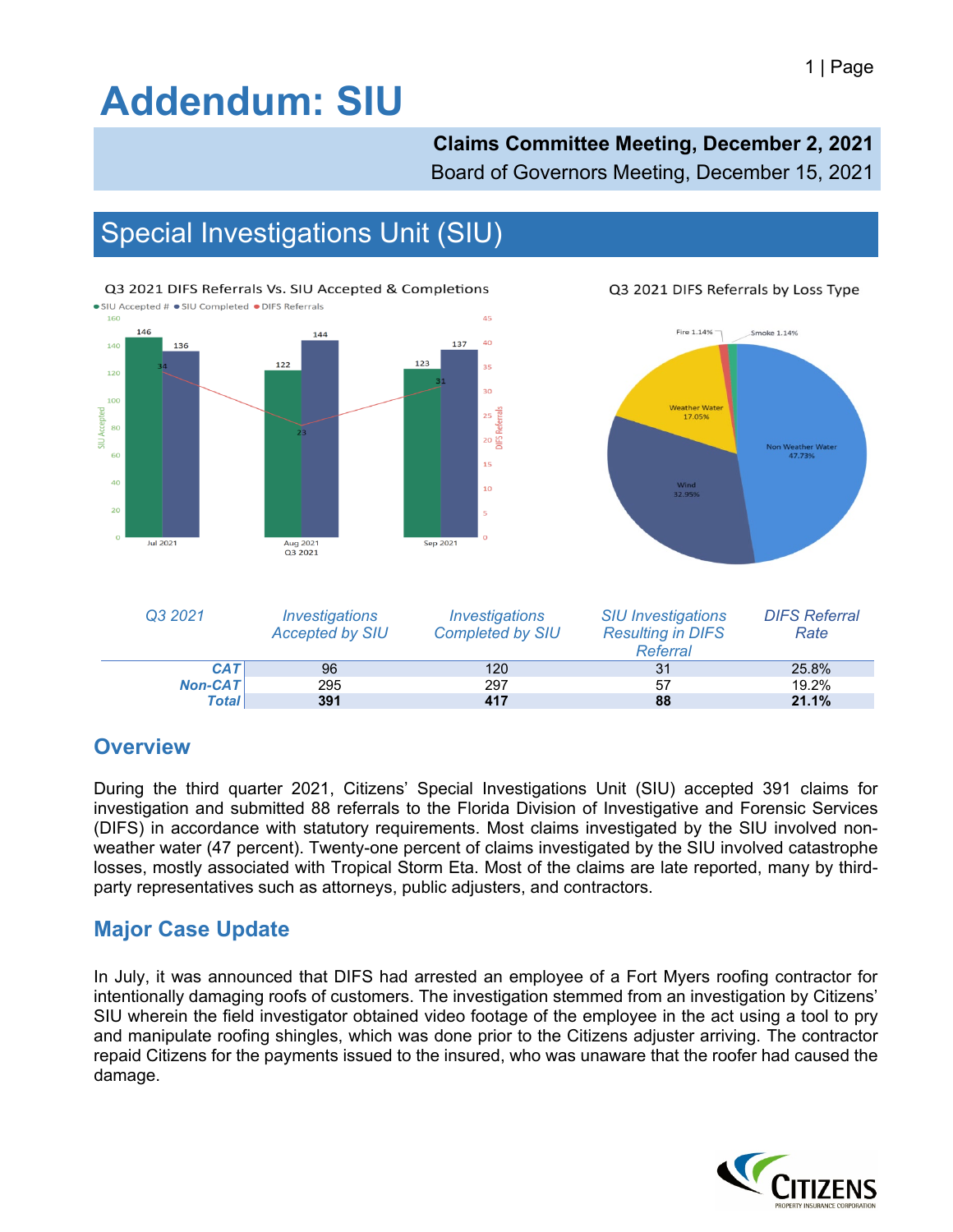# Addendum: SIU

**Claims Committee Meeting, December 2, 2021**

Board of Governors Meeting, December 15, 2021

## Special Investigations Unit (SIU)

Q3 2021 DIFS Referrals Vs. SIU Accepted & Completions

| Month | SIU Accepted # | SIU Completed | DIFS Referrals |
|---|---|---|---|
| Jul 2021 | 146 | 136 | 34 |
| Aug 2021 | 122 | 144 | 23 |
| Sep 2021 | 123 | 137 | 31 |

Q3 2021 DIFS Referrals by Loss Type

| Loss Type | Percent |
|---|---|
| Non Weather Water | 47.73% |
| Wind | 32.95% |
| Weather Water | 17.05% |
| Fire | 1.14% |
| Smoke | 1.14% |

| *Q3 2021* | *Investigations Accepted by SIU* | *Investigations Completed by SIU* | *SIU Investigations Resulting in DIFS Referral* | *DIFS Referral Rate* |
|---|---|---|---|---|
| ***CAT*** | 96 | 120 | 31 | 25.8% |
| ***Non-CAT*** | 295 | 297 | 57 | 19.2% |
| ***Total*** | **391** | **417** | **88** | **21.1%** |

### Overview

During the third quarter 2021, Citizens' Special Investigations Unit (SIU) accepted 391 claims for investigation and submitted 88 referrals to the Florida Division of Investigative and Forensic Services (DIFS) in accordance with statutory requirements. Most claims investigated by the SIU involved non-weather water (47 percent). Twenty-one percent of claims investigated by the SIU involved catastrophe losses, mostly associated with Tropical Storm Eta. Most of the claims are late reported, many by third-party representatives such as attorneys, public adjusters, and contractors.

### Major Case Update

In July, it was announced that DIFS had arrested an employee of a Fort Myers roofing contractor for intentionally damaging roofs of customers. The investigation stemmed from an investigation by Citizens' SIU wherein the field investigator obtained video footage of the employee in the act using a tool to pry and manipulate roofing shingles, which was done prior to the Citizens adjuster arriving. The contractor repaid Citizens for the payments issued to the insured, who was unaware that the roofer had caused the damage.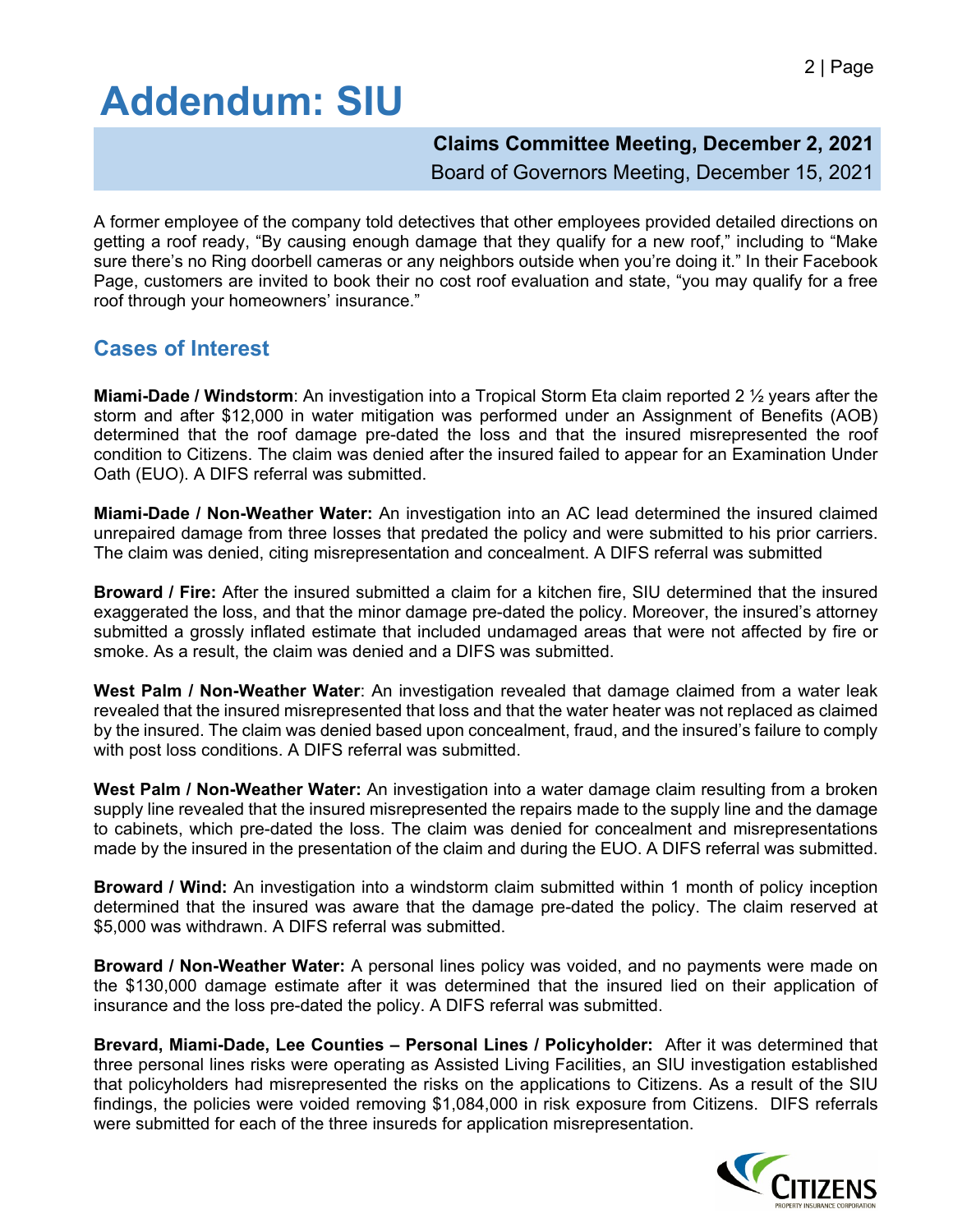# Addendum: SIU

**Claims Committee Meeting, December 2, 2021**
Board of Governors Meeting, December 15, 2021

A former employee of the company told detectives that other employees provided detailed directions on getting a roof ready, "By causing enough damage that they qualify for a new roof," including to "Make sure there's no Ring doorbell cameras or any neighbors outside when you're doing it." In their Facebook Page, customers are invited to book their no cost roof evaluation and state, "you may qualify for a free roof through your homeowners' insurance."

## Cases of Interest

**Miami-Dade / Windstorm**: An investigation into a Tropical Storm Eta claim reported 2 ½ years after the storm and after $12,000 in water mitigation was performed under an Assignment of Benefits (AOB) determined that the roof damage pre-dated the loss and that the insured misrepresented the roof condition to Citizens. The claim was denied after the insured failed to appear for an Examination Under Oath (EUO). A DIFS referral was submitted.

**Miami-Dade / Non-Weather Water:** An investigation into an AC lead determined the insured claimed unrepaired damage from three losses that predated the policy and were submitted to his prior carriers. The claim was denied, citing misrepresentation and concealment. A DIFS referral was submitted

**Broward / Fire:** After the insured submitted a claim for a kitchen fire, SIU determined that the insured exaggerated the loss, and that the minor damage pre-dated the policy. Moreover, the insured's attorney submitted a grossly inflated estimate that included undamaged areas that were not affected by fire or smoke. As a result, the claim was denied and a DIFS was submitted.

**West Palm / Non-Weather Water**: An investigation revealed that damage claimed from a water leak revealed that the insured misrepresented that loss and that the water heater was not replaced as claimed by the insured. The claim was denied based upon concealment, fraud, and the insured's failure to comply with post loss conditions. A DIFS referral was submitted.

**West Palm / Non-Weather Water:** An investigation into a water damage claim resulting from a broken supply line revealed that the insured misrepresented the repairs made to the supply line and the damage to cabinets, which pre-dated the loss. The claim was denied for concealment and misrepresentations made by the insured in the presentation of the claim and during the EUO. A DIFS referral was submitted.

**Broward / Wind:** An investigation into a windstorm claim submitted within 1 month of policy inception determined that the insured was aware that the damage pre-dated the policy. The claim reserved at $5,000 was withdrawn. A DIFS referral was submitted.

**Broward / Non-Weather Water:** A personal lines policy was voided, and no payments were made on the $130,000 damage estimate after it was determined that the insured lied on their application of insurance and the loss pre-dated the policy. A DIFS referral was submitted.

**Brevard, Miami-Dade, Lee Counties – Personal Lines / Policyholder:** After it was determined that three personal lines risks were operating as Assisted Living Facilities, an SIU investigation established that policyholders had misrepresented the risks on the applications to Citizens. As a result of the SIU findings, the policies were voided removing $1,084,000 in risk exposure from Citizens. DIFS referrals were submitted for each of the three insureds for application misrepresentation.